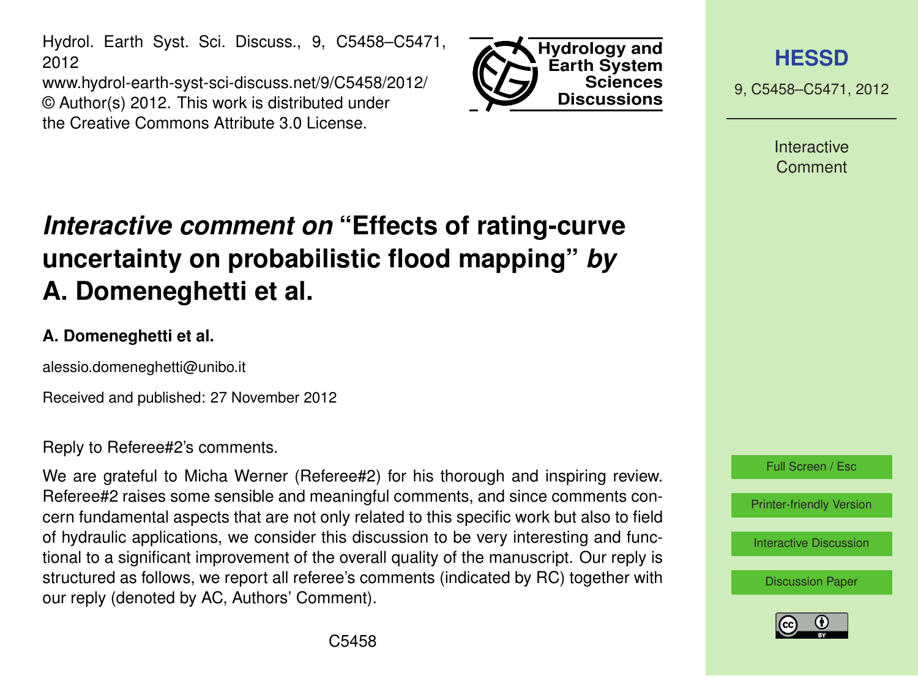# *Interactive comment on* "Effects of rating-curve uncertainty on probabilistic flood mapping" *by* A. Domeneghetti et al.

**A. Domeneghetti et al.**

alessio.domeneghetti@unibo.it

Received and published: 27 November 2012

Reply to Referee#2's comments.

We are grateful to Micha Werner (Referee#2) for his thorough and inspiring review. Referee#2 raises some sensible and meaningful comments, and since comments concern fundamental aspects that are not only related to this specific work but also to field of hydraulic applications, we consider this discussion to be very interesting and functional to a significant improvement of the overall quality of the manuscript. Our reply is structured as follows, we report all referee's comments (indicated by RC) together with our reply (denoted by AC, Authors' Comment).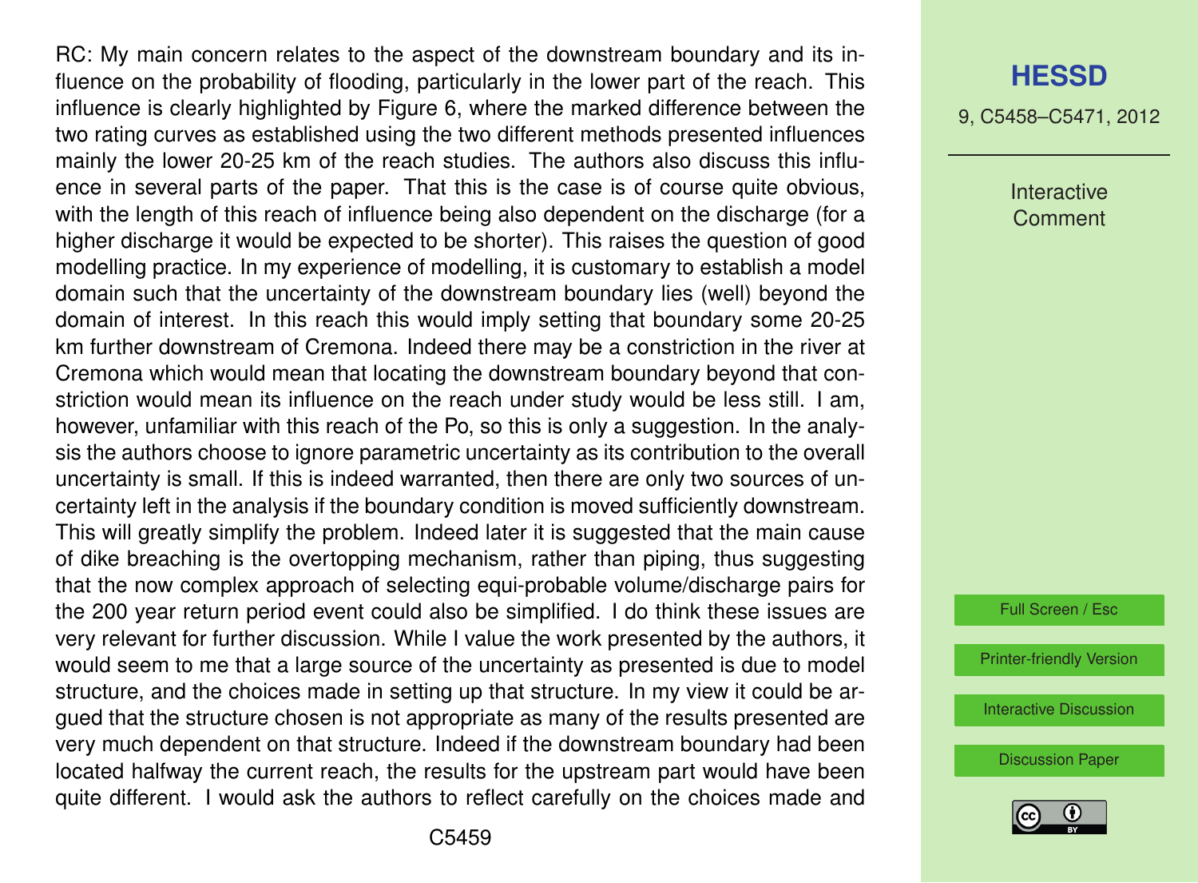RC: My main concern relates to the aspect of the downstream boundary and its influence on the probability of flooding, particularly in the lower part of the reach. This influence is clearly highlighted by Figure 6, where the marked difference between the two rating curves as established using the two different methods presented influences mainly the lower 20-25 km of the reach studies. The authors also discuss this influence in several parts of the paper. That this is the case is of course quite obvious, with the length of this reach of influence being also dependent on the discharge (for a higher discharge it would be expected to be shorter). This raises the question of good modelling practice. In my experience of modelling, it is customary to establish a model domain such that the uncertainty of the downstream boundary lies (well) beyond the domain of interest. In this reach this would imply setting that boundary some 20-25 km further downstream of Cremona. Indeed there may be a constriction in the river at Cremona which would mean that locating the downstream boundary beyond that constriction would mean its influence on the reach under study would be less still. I am, however, unfamiliar with this reach of the Po, so this is only a suggestion. In the analysis the authors choose to ignore parametric uncertainty as its contribution to the overall uncertainty is small. If this is indeed warranted, then there are only two sources of uncertainty left in the analysis if the boundary condition is moved sufficiently downstream. This will greatly simplify the problem. Indeed later it is suggested that the main cause of dike breaching is the overtopping mechanism, rather than piping, thus suggesting that the now complex approach of selecting equi-probable volume/discharge pairs for the 200 year return period event could also be simplified. I do think these issues are very relevant for further discussion. While I value the work presented by the authors, it would seem to me that a large source of the uncertainty as presented is due to model structure, and the choices made in setting up that structure. In my view it could be argued that the structure chosen is not appropriate as many of the results presented are very much dependent on that structure. Indeed if the downstream boundary had been located halfway the current reach, the results for the upstream part would have been quite different. I would ask the authors to reflect carefully on the choices made and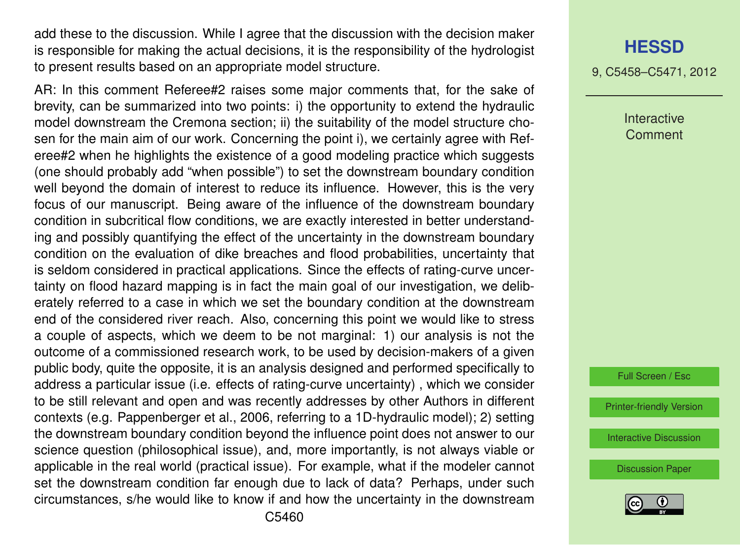add these to the discussion. While I agree that the discussion with the decision maker is responsible for making the actual decisions, it is the responsibility of the hydrologist to present results based on an appropriate model structure.

AR: In this comment Referee#2 raises some major comments that, for the sake of brevity, can be summarized into two points: i) the opportunity to extend the hydraulic model downstream the Cremona section; ii) the suitability of the model structure chosen for the main aim of our work. Concerning the point i), we certainly agree with Referee#2 when he highlights the existence of a good modeling practice which suggests (one should probably add "when possible") to set the downstream boundary condition well beyond the domain of interest to reduce its influence. However, this is the very focus of our manuscript. Being aware of the influence of the downstream boundary condition in subcritical flow conditions, we are exactly interested in better understanding and possibly quantifying the effect of the uncertainty in the downstream boundary condition on the evaluation of dike breaches and flood probabilities, uncertainty that is seldom considered in practical applications. Since the effects of rating-curve uncertainty on flood hazard mapping is in fact the main goal of our investigation, we deliberately referred to a case in which we set the boundary condition at the downstream end of the considered river reach. Also, concerning this point we would like to stress a couple of aspects, which we deem to be not marginal: 1) our analysis is not the outcome of a commissioned research work, to be used by decision-makers of a given public body, quite the opposite, it is an analysis designed and performed specifically to address a particular issue (i.e. effects of rating-curve uncertainty) , which we consider to be still relevant and open and was recently addresses by other Authors in different contexts (e.g. Pappenberger et al., 2006, referring to a 1D-hydraulic model); 2) setting the downstream boundary condition beyond the influence point does not answer to our science question (philosophical issue), and, more importantly, is not always viable or applicable in the real world (practical issue). For example, what if the modeler cannot set the downstream condition far enough due to lack of data? Perhaps, under such circumstances, s/he would like to know if and how the uncertainty in the downstream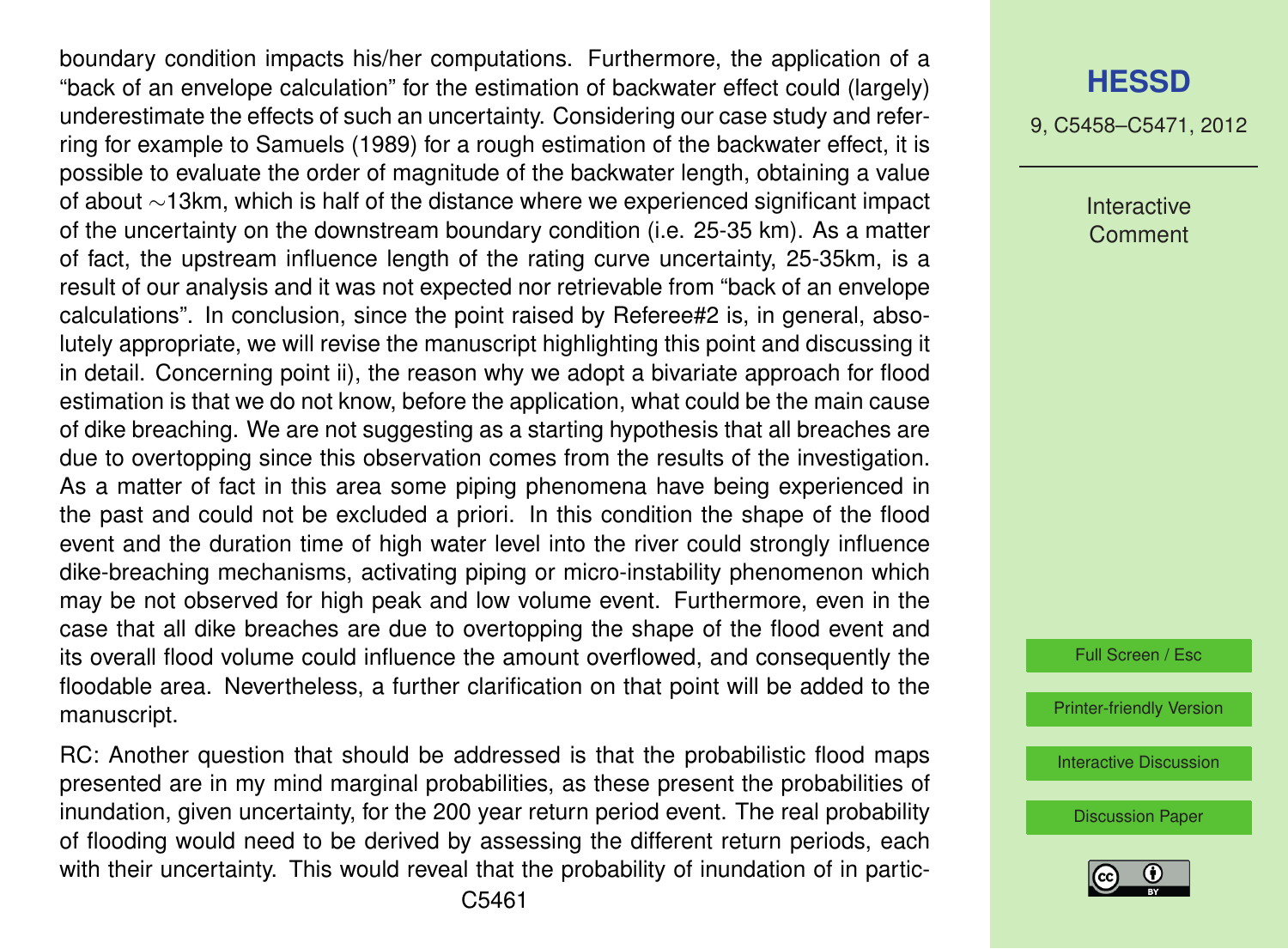boundary condition impacts his/her computations. Furthermore, the application of a "back of an envelope calculation" for the estimation of backwater effect could (largely) underestimate the effects of such an uncertainty. Considering our case study and referring for example to Samuels (1989) for a rough estimation of the backwater effect, it is possible to evaluate the order of magnitude of the backwater length, obtaining a value of about ∼13km, which is half of the distance where we experienced significant impact of the uncertainty on the downstream boundary condition (i.e. 25-35 km). As a matter of fact, the upstream influence length of the rating curve uncertainty, 25-35km, is a result of our analysis and it was not expected nor retrievable from "back of an envelope calculations". In conclusion, since the point raised by Referee#2 is, in general, absolutely appropriate, we will revise the manuscript highlighting this point and discussing it in detail. Concerning point ii), the reason why we adopt a bivariate approach for flood estimation is that we do not know, before the application, what could be the main cause of dike breaching. We are not suggesting as a starting hypothesis that all breaches are due to overtopping since this observation comes from the results of the investigation. As a matter of fact in this area some piping phenomena have being experienced in the past and could not be excluded a priori. In this condition the shape of the flood event and the duration time of high water level into the river could strongly influence dike-breaching mechanisms, activating piping or micro-instability phenomenon which may be not observed for high peak and low volume event. Furthermore, even in the case that all dike breaches are due to overtopping the shape of the flood event and its overall flood volume could influence the amount overflowed, and consequently the floodable area. Nevertheless, a further clarification on that point will be added to the manuscript.

RC: Another question that should be addressed is that the probabilistic flood maps presented are in my mind marginal probabilities, as these present the probabilities of inundation, given uncertainty, for the 200 year return period event. The real probability of flooding would need to be derived by assessing the different return periods, each with their uncertainty. This would reveal that the probability of inundation of in partic-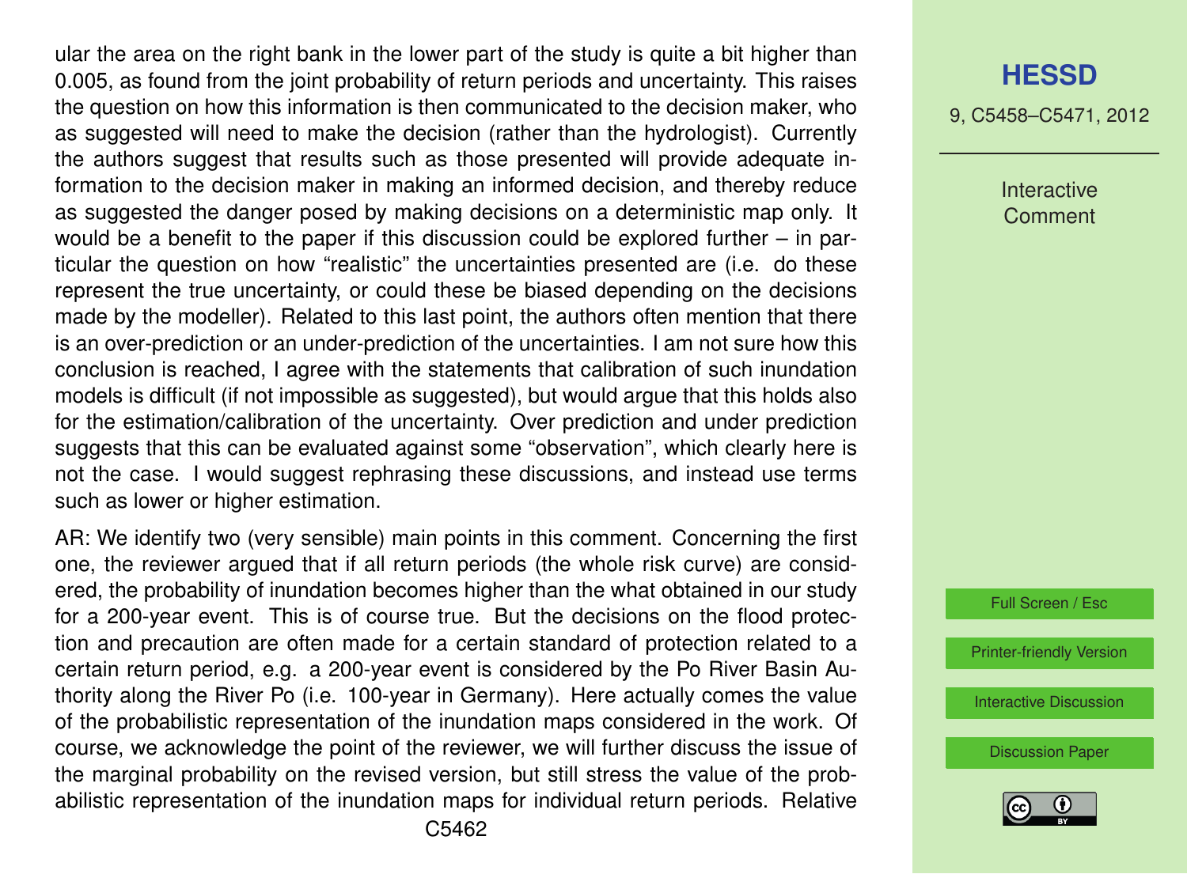ular the area on the right bank in the lower part of the study is quite a bit higher than 0.005, as found from the joint probability of return periods and uncertainty. This raises the question on how this information is then communicated to the decision maker, who as suggested will need to make the decision (rather than the hydrologist). Currently the authors suggest that results such as those presented will provide adequate information to the decision maker in making an informed decision, and thereby reduce as suggested the danger posed by making decisions on a deterministic map only. It would be a benefit to the paper if this discussion could be explored further – in particular the question on how "realistic" the uncertainties presented are (i.e. do these represent the true uncertainty, or could these be biased depending on the decisions made by the modeller). Related to this last point, the authors often mention that there is an over-prediction or an under-prediction of the uncertainties. I am not sure how this conclusion is reached, I agree with the statements that calibration of such inundation models is difficult (if not impossible as suggested), but would argue that this holds also for the estimation/calibration of the uncertainty. Over prediction and under prediction suggests that this can be evaluated against some "observation", which clearly here is not the case. I would suggest rephrasing these discussions, and instead use terms such as lower or higher estimation.

AR: We identify two (very sensible) main points in this comment. Concerning the first one, the reviewer argued that if all return periods (the whole risk curve) are considered, the probability of inundation becomes higher than the what obtained in our study for a 200-year event. This is of course true. But the decisions on the flood protection and precaution are often made for a certain standard of protection related to a certain return period, e.g. a 200-year event is considered by the Po River Basin Authority along the River Po (i.e. 100-year in Germany). Here actually comes the value of the probabilistic representation of the inundation maps considered in the work. Of course, we acknowledge the point of the reviewer, we will further discuss the issue of the marginal probability on the revised version, but still stress the value of the probabilistic representation of the inundation maps for individual return periods. Relative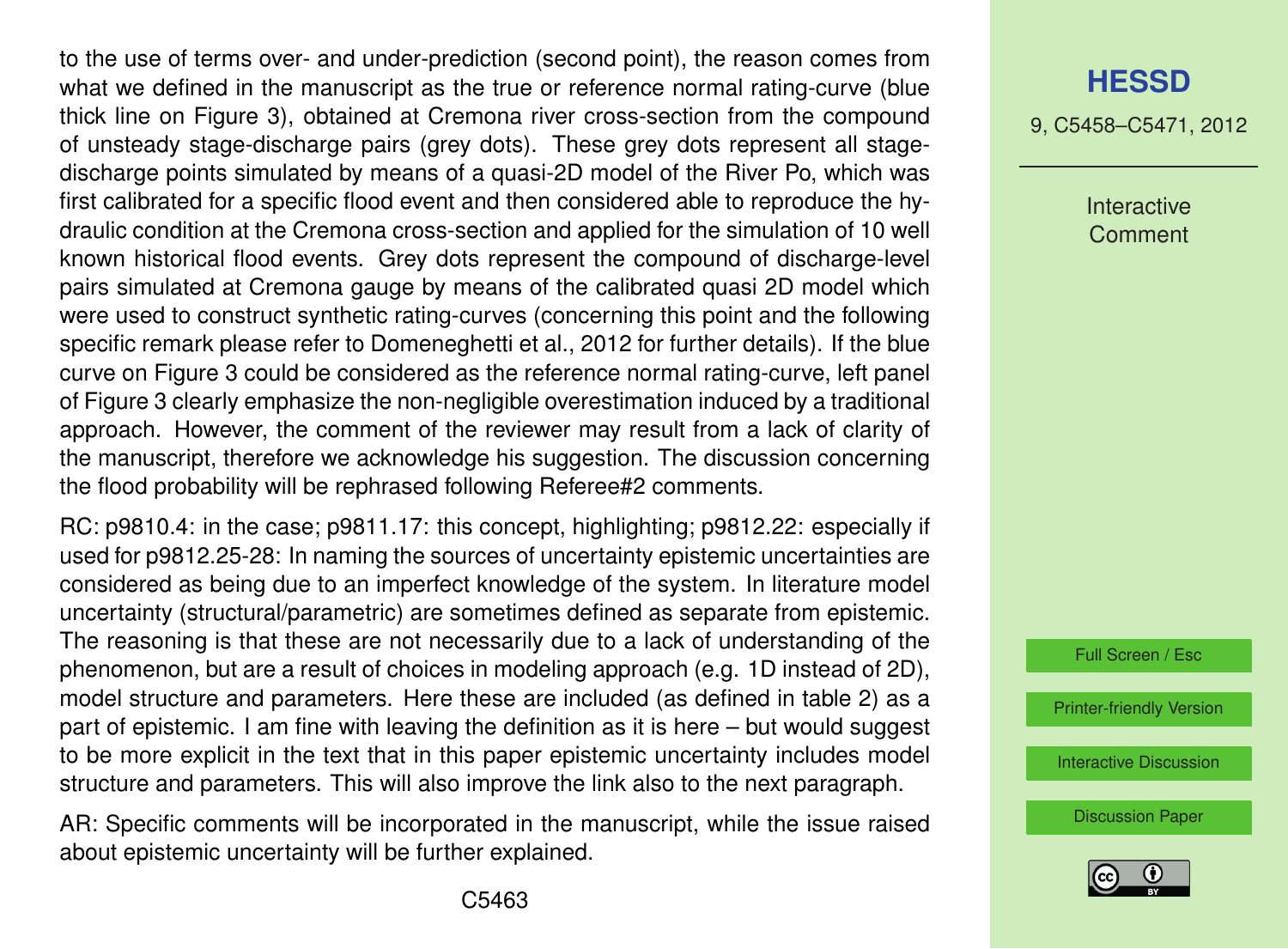to the use of terms over- and under-prediction (second point), the reason comes from what we defined in the manuscript as the true or reference normal rating-curve (blue thick line on Figure 3), obtained at Cremona river cross-section from the compound of unsteady stage-discharge pairs (grey dots). These grey dots represent all stage-discharge points simulated by means of a quasi-2D model of the River Po, which was first calibrated for a specific flood event and then considered able to reproduce the hydraulic condition at the Cremona cross-section and applied for the simulation of 10 well known historical flood events. Grey dots represent the compound of discharge-level pairs simulated at Cremona gauge by means of the calibrated quasi 2D model which were used to construct synthetic rating-curves (concerning this point and the following specific remark please refer to Domeneghetti et al., 2012 for further details). If the blue curve on Figure 3 could be considered as the reference normal rating-curve, left panel of Figure 3 clearly emphasize the non-negligible overestimation induced by a traditional approach. However, the comment of the reviewer may result from a lack of clarity of the manuscript, therefore we acknowledge his suggestion. The discussion concerning the flood probability will be rephrased following Referee#2 comments.

RC: p9810.4: in the case; p9811.17: this concept, highlighting; p9812.22: especially if used for p9812.25-28: In naming the sources of uncertainty epistemic uncertainties are considered as being due to an imperfect knowledge of the system. In literature model uncertainty (structural/parametric) are sometimes defined as separate from epistemic. The reasoning is that these are not necessarily due to a lack of understanding of the phenomenon, but are a result of choices in modeling approach (e.g. 1D instead of 2D), model structure and parameters. Here these are included (as defined in table 2) as a part of epistemic. I am fine with leaving the definition as it is here – but would suggest to be more explicit in the text that in this paper epistemic uncertainty includes model structure and parameters. This will also improve the link also to the next paragraph.

AR: Specific comments will be incorporated in the manuscript, while the issue raised about epistemic uncertainty will be further explained.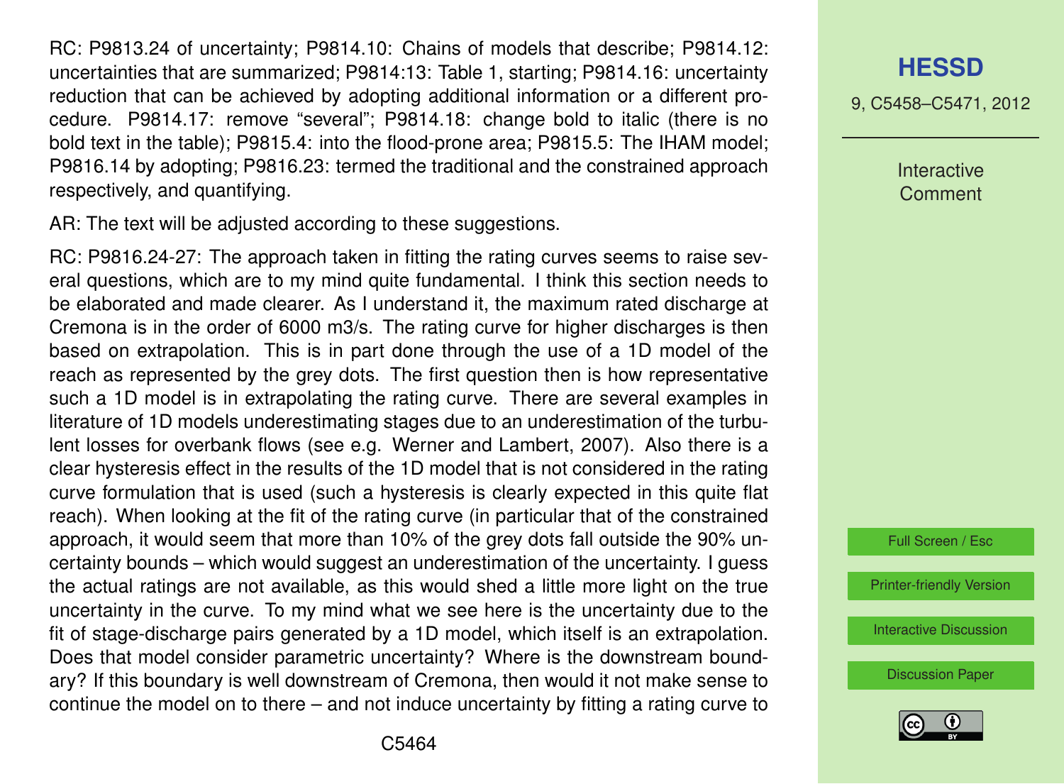RC: P9813.24 of uncertainty; P9814.10: Chains of models that describe; P9814.12: uncertainties that are summarized; P9814:13: Table 1, starting; P9814.16: uncertainty reduction that can be achieved by adopting additional information or a different procedure. P9814.17: remove "several"; P9814.18: change bold to italic (there is no bold text in the table); P9815.4: into the flood-prone area; P9815.5: The IHAM model; P9816.14 by adopting; P9816.23: termed the traditional and the constrained approach respectively, and quantifying.

AR: The text will be adjusted according to these suggestions.

RC: P9816.24-27: The approach taken in fitting the rating curves seems to raise several questions, which are to my mind quite fundamental. I think this section needs to be elaborated and made clearer. As I understand it, the maximum rated discharge at Cremona is in the order of 6000 m3/s. The rating curve for higher discharges is then based on extrapolation. This is in part done through the use of a 1D model of the reach as represented by the grey dots. The first question then is how representative such a 1D model is in extrapolating the rating curve. There are several examples in literature of 1D models underestimating stages due to an underestimation of the turbulent losses for overbank flows (see e.g. Werner and Lambert, 2007). Also there is a clear hysteresis effect in the results of the 1D model that is not considered in the rating curve formulation that is used (such a hysteresis is clearly expected in this quite flat reach). When looking at the fit of the rating curve (in particular that of the constrained approach, it would seem that more than 10% of the grey dots fall outside the 90% uncertainty bounds – which would suggest an underestimation of the uncertainty. I guess the actual ratings are not available, as this would shed a little more light on the true uncertainty in the curve. To my mind what we see here is the uncertainty due to the fit of stage-discharge pairs generated by a 1D model, which itself is an extrapolation. Does that model consider parametric uncertainty? Where is the downstream boundary? If this boundary is well downstream of Cremona, then would it not make sense to continue the model on to there – and not induce uncertainty by fitting a rating curve to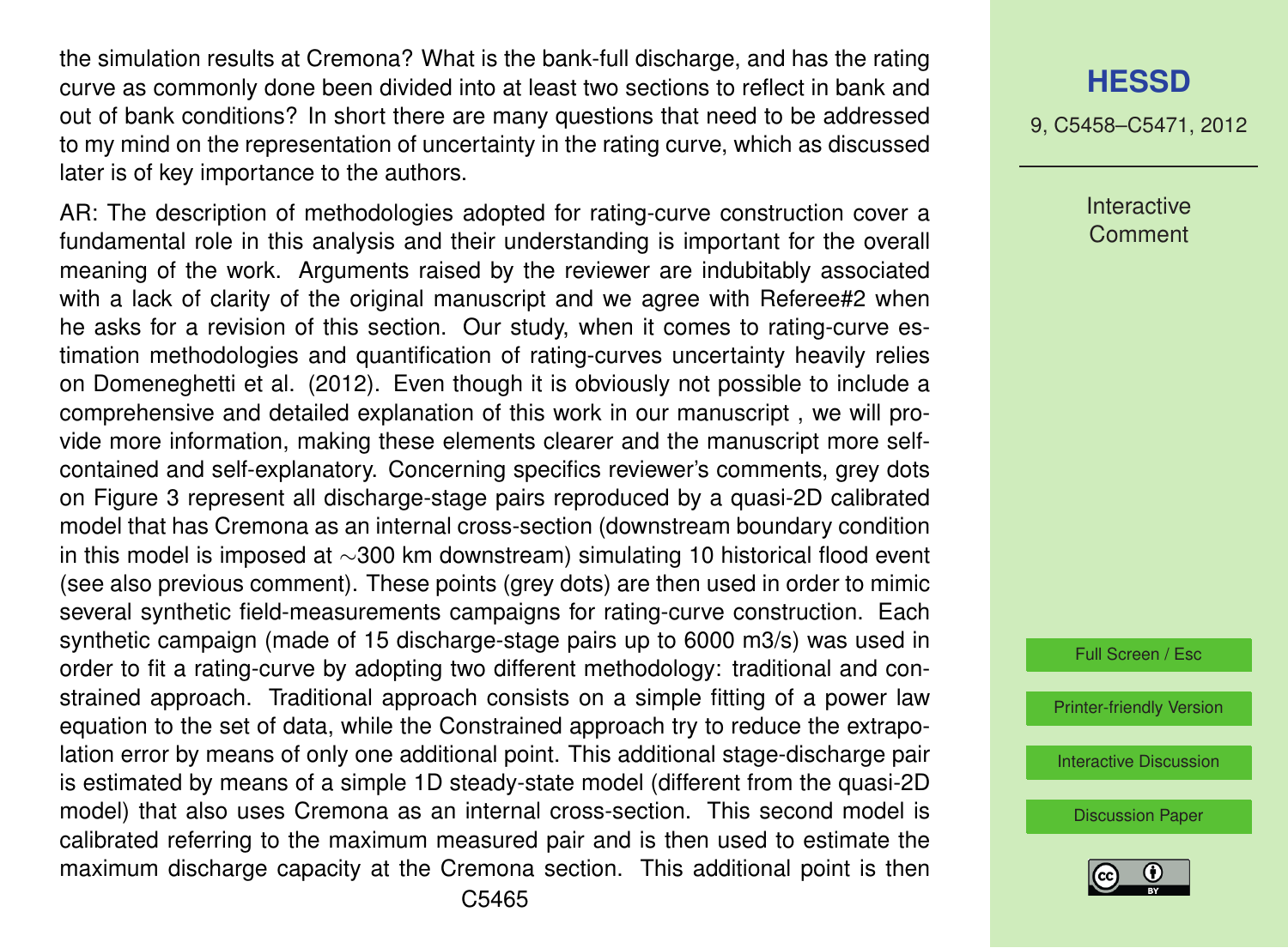the simulation results at Cremona? What is the bank-full discharge, and has the rating curve as commonly done been divided into at least two sections to reflect in bank and out of bank conditions? In short there are many questions that need to be addressed to my mind on the representation of uncertainty in the rating curve, which as discussed later is of key importance to the authors.

AR: The description of methodologies adopted for rating-curve construction cover a fundamental role in this analysis and their understanding is important for the overall meaning of the work. Arguments raised by the reviewer are indubitably associated with a lack of clarity of the original manuscript and we agree with Referee#2 when he asks for a revision of this section. Our study, when it comes to rating-curve estimation methodologies and quantification of rating-curves uncertainty heavily relies on Domeneghetti et al. (2012). Even though it is obviously not possible to include a comprehensive and detailed explanation of this work in our manuscript , we will provide more information, making these elements clearer and the manuscript more self-contained and self-explanatory. Concerning specifics reviewer's comments, grey dots on Figure 3 represent all discharge-stage pairs reproduced by a quasi-2D calibrated model that has Cremona as an internal cross-section (downstream boundary condition in this model is imposed at ∼300 km downstream) simulating 10 historical flood event (see also previous comment). These points (grey dots) are then used in order to mimic several synthetic field-measurements campaigns for rating-curve construction. Each synthetic campaign (made of 15 discharge-stage pairs up to 6000 m3/s) was used in order to fit a rating-curve by adopting two different methodology: traditional and constrained approach. Traditional approach consists on a simple fitting of a power law equation to the set of data, while the Constrained approach try to reduce the extrapolation error by means of only one additional point. This additional stage-discharge pair is estimated by means of a simple 1D steady-state model (different from the quasi-2D model) that also uses Cremona as an internal cross-section. This second model is calibrated referring to the maximum measured pair and is then used to estimate the maximum discharge capacity at the Cremona section. This additional point is then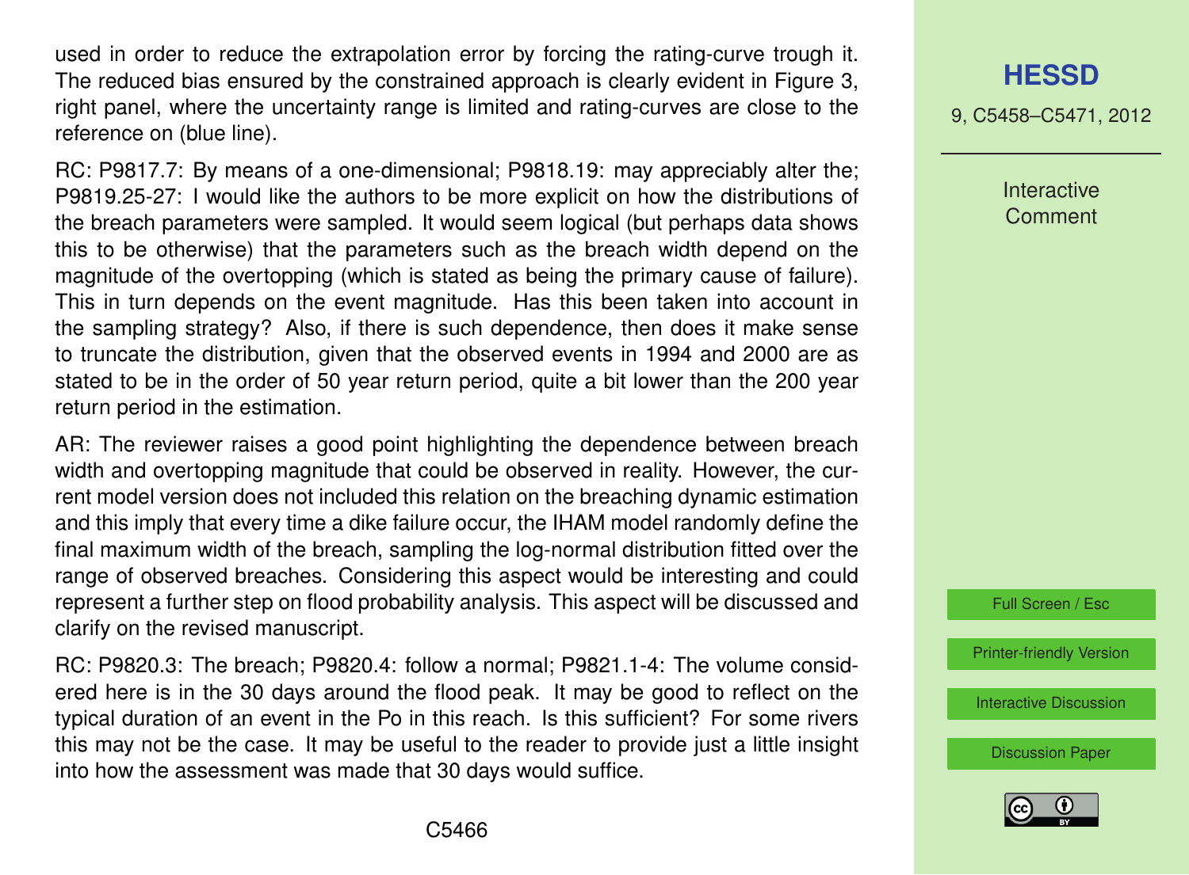used in order to reduce the extrapolation error by forcing the rating-curve trough it. The reduced bias ensured by the constrained approach is clearly evident in Figure 3, right panel, where the uncertainty range is limited and rating-curves are close to the reference on (blue line).

RC: P9817.7: By means of a one-dimensional; P9818.19: may appreciably alter the; P9819.25-27: I would like the authors to be more explicit on how the distributions of the breach parameters were sampled. It would seem logical (but perhaps data shows this to be otherwise) that the parameters such as the breach width depend on the magnitude of the overtopping (which is stated as being the primary cause of failure). This in turn depends on the event magnitude. Has this been taken into account in the sampling strategy? Also, if there is such dependence, then does it make sense to truncate the distribution, given that the observed events in 1994 and 2000 are as stated to be in the order of 50 year return period, quite a bit lower than the 200 year return period in the estimation.

AR: The reviewer raises a good point highlighting the dependence between breach width and overtopping magnitude that could be observed in reality. However, the current model version does not included this relation on the breaching dynamic estimation and this imply that every time a dike failure occur, the IHAM model randomly define the final maximum width of the breach, sampling the log-normal distribution fitted over the range of observed breaches. Considering this aspect would be interesting and could represent a further step on flood probability analysis. This aspect will be discussed and clarify on the revised manuscript.

RC: P9820.3: The breach; P9820.4: follow a normal; P9821.1-4: The volume considered here is in the 30 days around the flood peak. It may be good to reflect on the typical duration of an event in the Po in this reach. Is this sufficient? For some rivers this may not be the case. It may be useful to the reader to provide just a little insight into how the assessment was made that 30 days would suffice.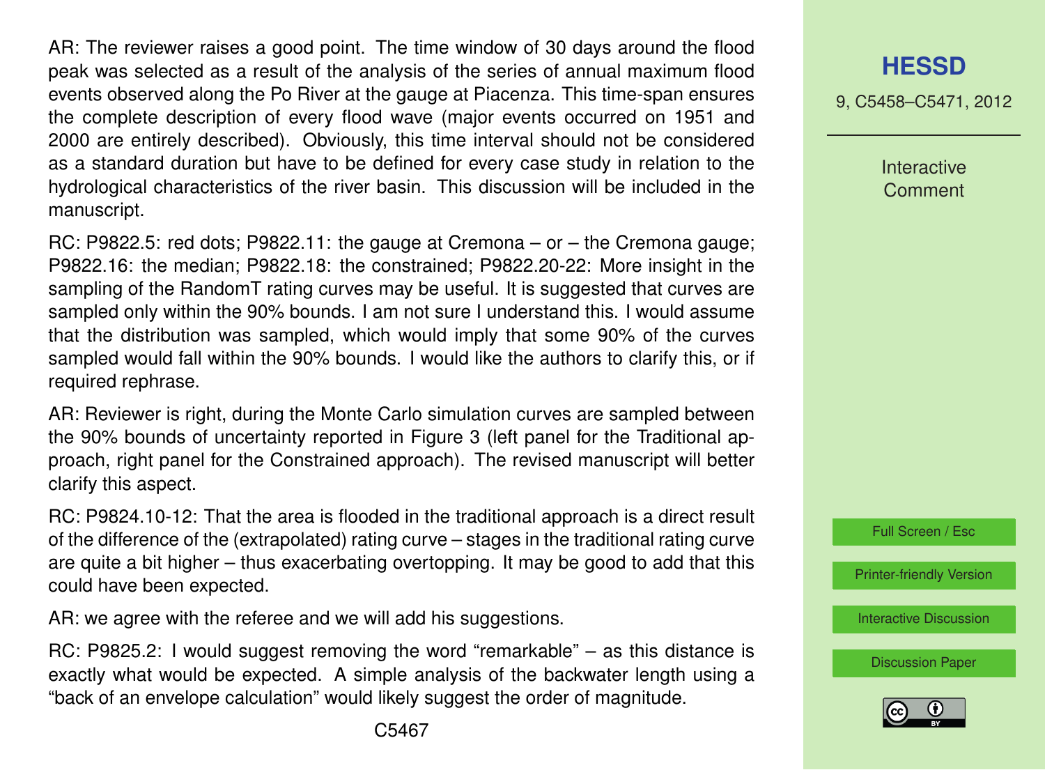AR: The reviewer raises a good point. The time window of 30 days around the flood peak was selected as a result of the analysis of the series of annual maximum flood events observed along the Po River at the gauge at Piacenza. This time-span ensures the complete description of every flood wave (major events occurred on 1951 and 2000 are entirely described). Obviously, this time interval should not be considered as a standard duration but have to be defined for every case study in relation to the hydrological characteristics of the river basin. This discussion will be included in the manuscript.

RC: P9822.5: red dots; P9822.11: the gauge at Cremona – or – the Cremona gauge; P9822.16: the median; P9822.18: the constrained; P9822.20-22: More insight in the sampling of the RandomT rating curves may be useful. It is suggested that curves are sampled only within the 90% bounds. I am not sure I understand this. I would assume that the distribution was sampled, which would imply that some 90% of the curves sampled would fall within the 90% bounds. I would like the authors to clarify this, or if required rephrase.

AR: Reviewer is right, during the Monte Carlo simulation curves are sampled between the 90% bounds of uncertainty reported in Figure 3 (left panel for the Traditional approach, right panel for the Constrained approach). The revised manuscript will better clarify this aspect.

RC: P9824.10-12: That the area is flooded in the traditional approach is a direct result of the difference of the (extrapolated) rating curve – stages in the traditional rating curve are quite a bit higher – thus exacerbating overtopping. It may be good to add that this could have been expected.

AR: we agree with the referee and we will add his suggestions.

RC: P9825.2: I would suggest removing the word "remarkable" – as this distance is exactly what would be expected. A simple analysis of the backwater length using a "back of an envelope calculation" would likely suggest the order of magnitude.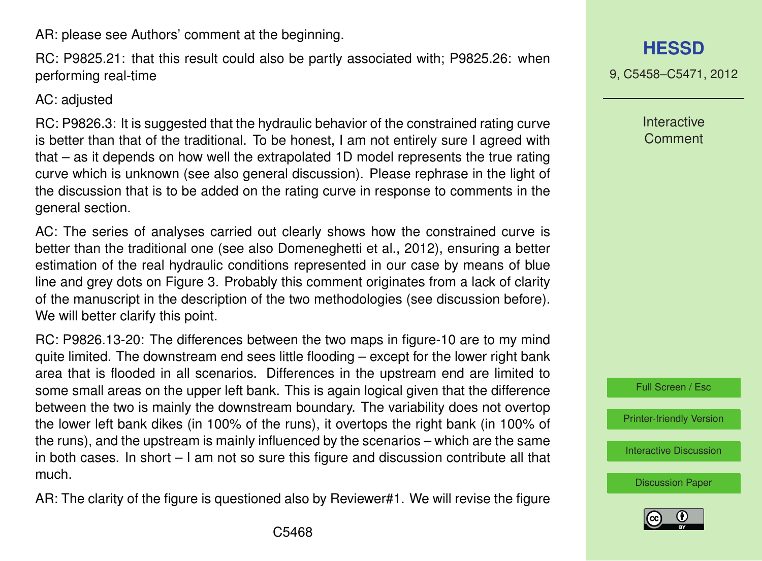AR: please see Authors' comment at the beginning.

RC: P9825.21: that this result could also be partly associated with; P9825.26: when performing real-time

AC: adjusted

RC: P9826.3: It is suggested that the hydraulic behavior of the constrained rating curve is better than that of the traditional. To be honest, I am not entirely sure I agreed with that – as it depends on how well the extrapolated 1D model represents the true rating curve which is unknown (see also general discussion). Please rephrase in the light of the discussion that is to be added on the rating curve in response to comments in the general section.

AC: The series of analyses carried out clearly shows how the constrained curve is better than the traditional one (see also Domeneghetti et al., 2012), ensuring a better estimation of the real hydraulic conditions represented in our case by means of blue line and grey dots on Figure 3. Probably this comment originates from a lack of clarity of the manuscript in the description of the two methodologies (see discussion before). We will better clarify this point.

RC: P9826.13-20: The differences between the two maps in figure-10 are to my mind quite limited. The downstream end sees little flooding – except for the lower right bank area that is flooded in all scenarios. Differences in the upstream end are limited to some small areas on the upper left bank. This is again logical given that the difference between the two is mainly the downstream boundary. The variability does not overtop the lower left bank dikes (in 100% of the runs), it overtops the right bank (in 100% of the runs), and the upstream is mainly influenced by the scenarios – which are the same in both cases. In short – I am not so sure this figure and discussion contribute all that much.

AR: The clarity of the figure is questioned also by Reviewer#1. We will revise the figure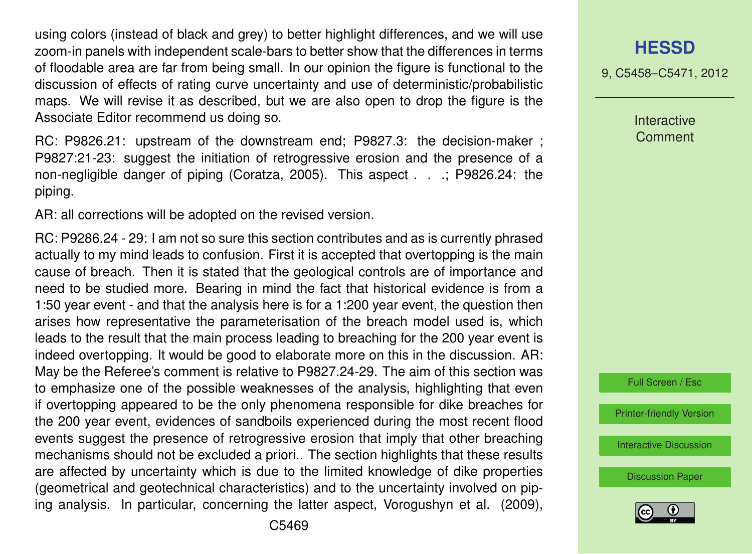using colors (instead of black and grey) to better highlight differences, and we will use zoom-in panels with independent scale-bars to better show that the differences in terms of floodable area are far from being small. In our opinion the figure is functional to the discussion of effects of rating curve uncertainty and use of deterministic/probabilistic maps. We will revise it as described, but we are also open to drop the figure is the Associate Editor recommend us doing so.

RC: P9826.21: upstream of the downstream end; P9827.3: the decision-maker ; P9827:21-23: suggest the initiation of retrogressive erosion and the presence of a non-negligible danger of piping (Coratza, 2005). This aspect . . .; P9826.24: the piping.

AR: all corrections will be adopted on the revised version.

RC: P9286.24 - 29: I am not so sure this section contributes and as is currently phrased actually to my mind leads to confusion. First it is accepted that overtopping is the main cause of breach. Then it is stated that the geological controls are of importance and need to be studied more. Bearing in mind the fact that historical evidence is from a 1:50 year event - and that the analysis here is for a 1:200 year event, the question then arises how representative the parameterisation of the breach model used is, which leads to the result that the main process leading to breaching for the 200 year event is indeed overtopping. It would be good to elaborate more on this in the discussion. AR: May be the Referee's comment is relative to P9827.24-29. The aim of this section was to emphasize one of the possible weaknesses of the analysis, highlighting that even if overtopping appeared to be the only phenomena responsible for dike breaches for the 200 year event, evidences of sandboils experienced during the most recent flood events suggest the presence of retrogressive erosion that imply that other breaching mechanisms should not be excluded a priori.. The section highlights that these results are affected by uncertainty which is due to the limited knowledge of dike properties (geometrical and geotechnical characteristics) and to the uncertainty involved on piping analysis. In particular, concerning the latter aspect, Vorogushyn et al. (2009),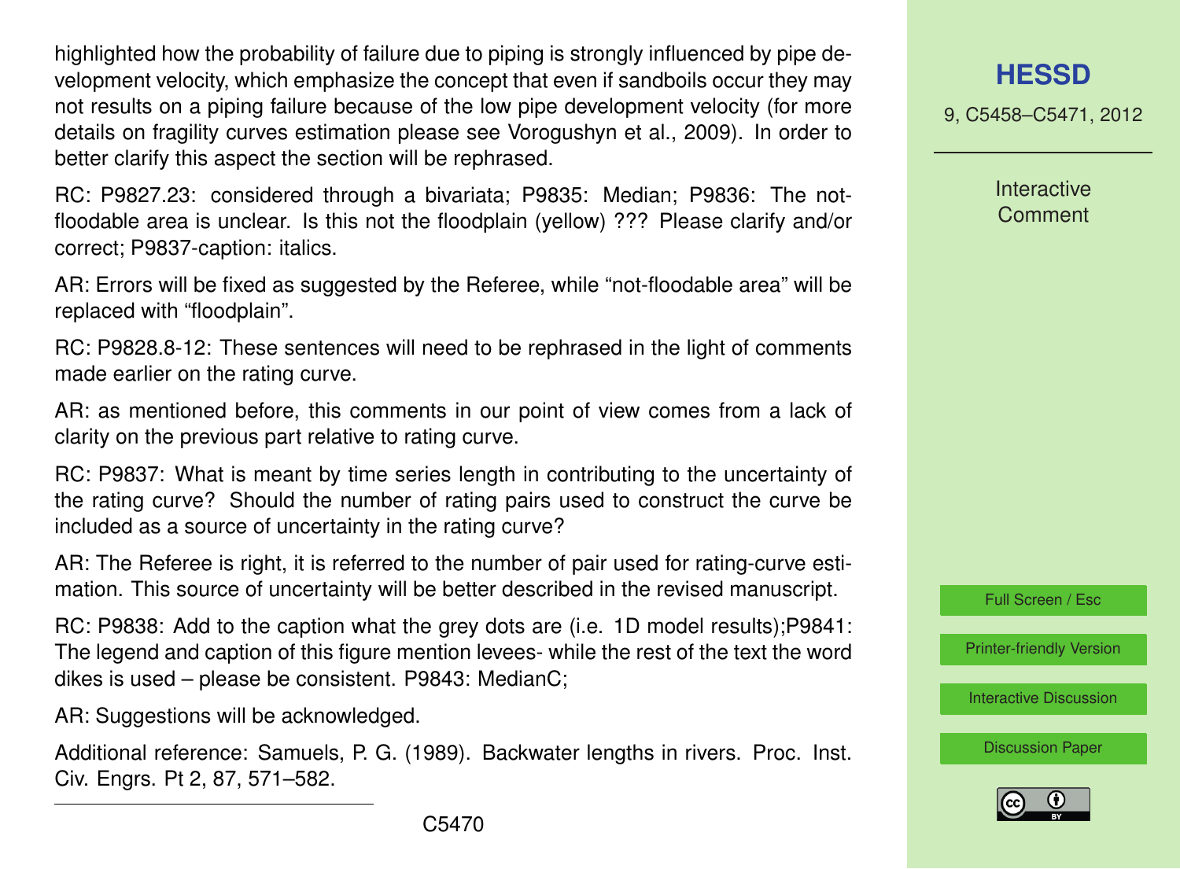highlighted how the probability of failure due to piping is strongly influenced by pipe development velocity, which emphasize the concept that even if sandboils occur they may not results on a piping failure because of the low pipe development velocity (for more details on fragility curves estimation please see Vorogushyn et al., 2009). In order to better clarify this aspect the section will be rephrased.

RC: P9827.23: considered through a bivariata; P9835: Median; P9836: The not-floodable area is unclear. Is this not the floodplain (yellow) ??? Please clarify and/or correct; P9837-caption: italics.

AR: Errors will be fixed as suggested by the Referee, while "not-floodable area" will be replaced with "floodplain".

RC: P9828.8-12: These sentences will need to be rephrased in the light of comments made earlier on the rating curve.

AR: as mentioned before, this comments in our point of view comes from a lack of clarity on the previous part relative to rating curve.

RC: P9837: What is meant by time series length in contributing to the uncertainty of the rating curve? Should the number of rating pairs used to construct the curve be included as a source of uncertainty in the rating curve?

AR: The Referee is right, it is referred to the number of pair used for rating-curve estimation. This source of uncertainty will be better described in the revised manuscript.

RC: P9838: Add to the caption what the grey dots are (i.e. 1D model results);P9841: The legend and caption of this figure mention levees- while the rest of the text the word dikes is used – please be consistent. P9843: MedianC;

AR: Suggestions will be acknowledged.

Additional reference: Samuels, P. G. (1989). Backwater lengths in rivers. Proc. Inst. Civ. Engrs. Pt 2, 87, 571–582.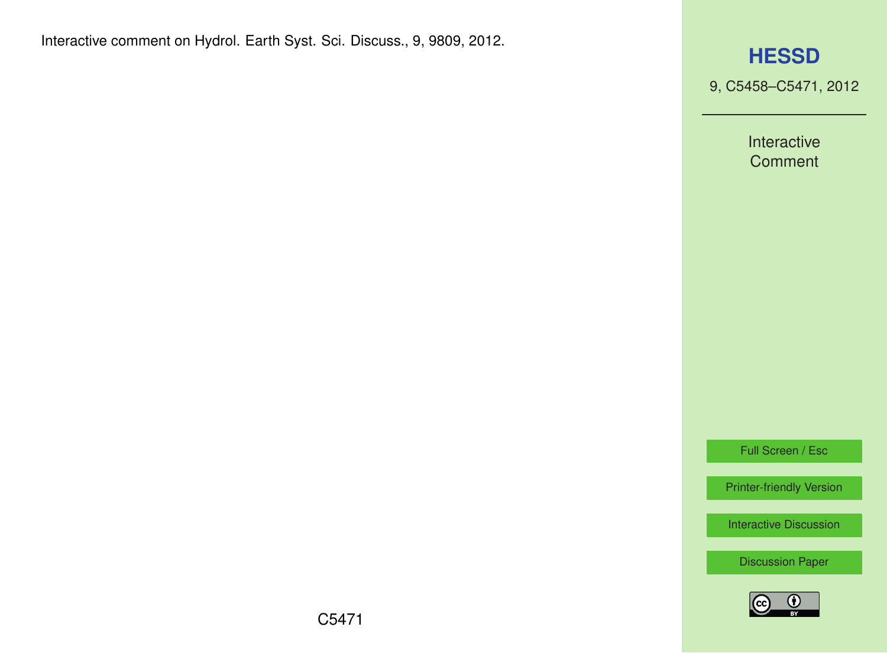Interactive comment on Hydrol. Earth Syst. Sci. Discuss., 9, 9809, 2012.